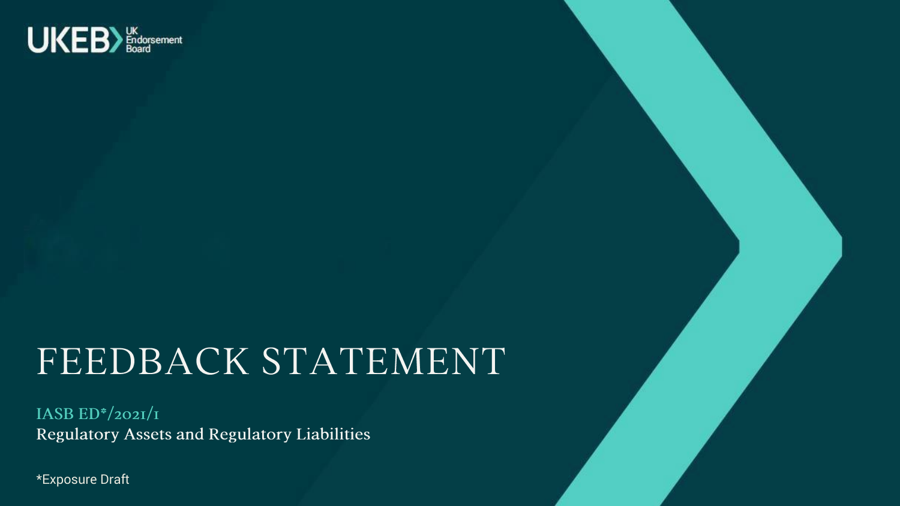UKEB UK Endorsement Board

# FEEDBACK STATEMENT

IASB ED*/2021/1

Regulatory Assets and Regulatory Liabilities

*Exposure Draft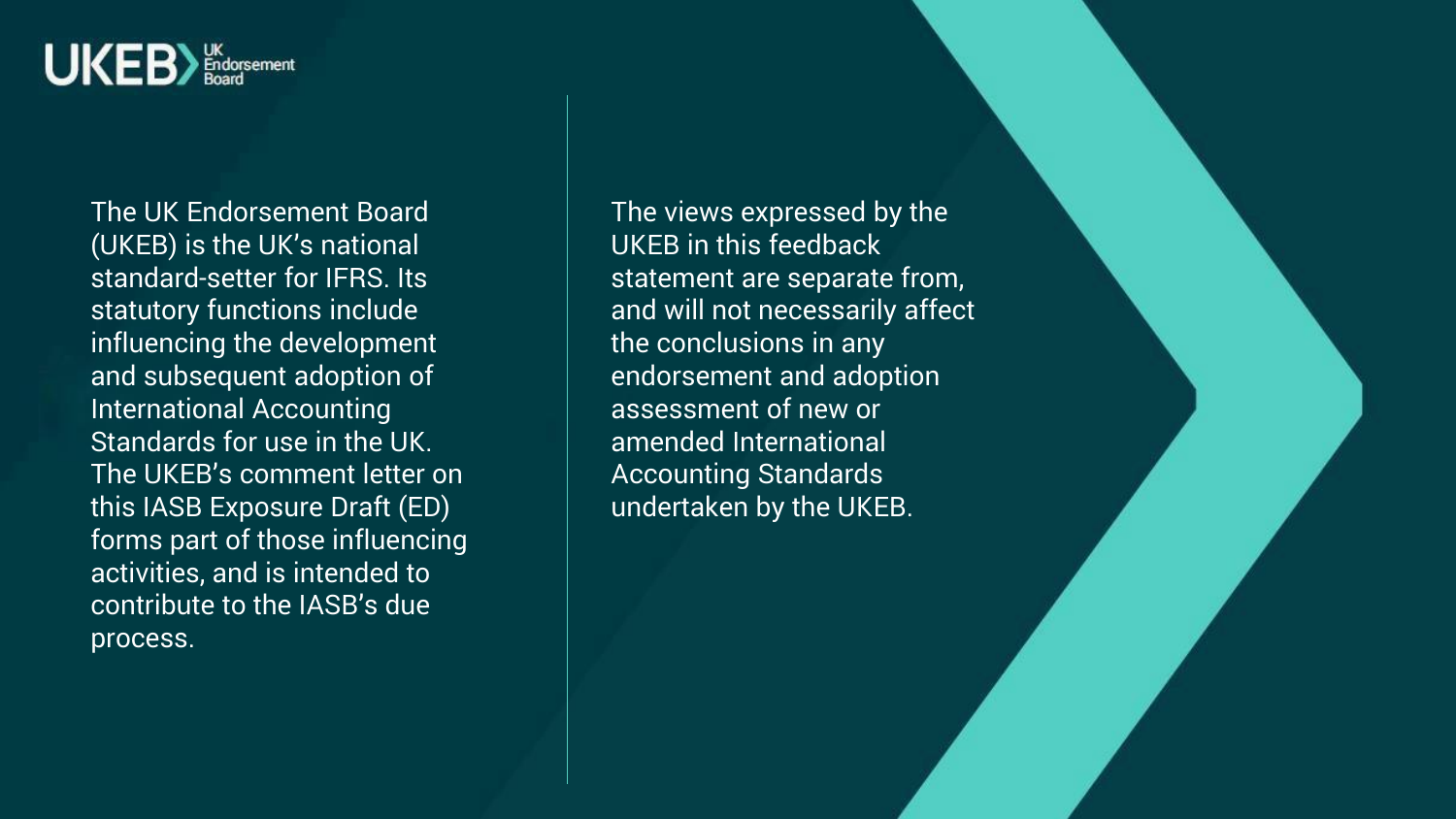The UK Endorsement Board (UKEB) is the UK's national standard-setter for IFRS. Its statutory functions include influencing the development and subsequent adoption of International Accounting Standards for use in the UK. The UKEB's comment letter on this IASB Exposure Draft (ED) forms part of those influencing activities, and is intended to contribute to the IASB's due process.

The views expressed by the UKEB in this feedback statement are separate from, and will not necessarily affect the conclusions in any endorsement and adoption assessment of new or amended International Accounting Standards undertaken by the UKEB.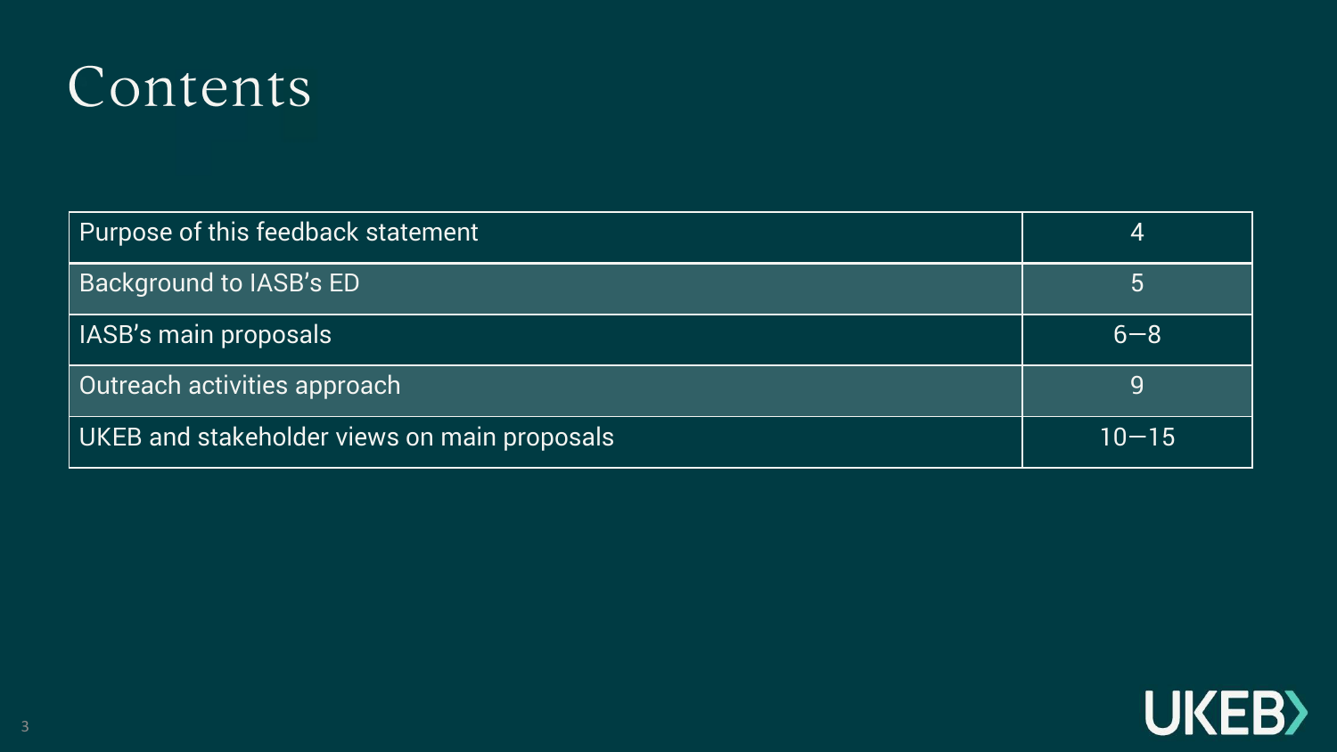# Contents

| | |
|---|---|
| Purpose of this feedback statement | 4 |
| Background to IASB's ED | 5 |
| IASB's main proposals | 6—8 |
| Outreach activities approach | 9 |
| UKEB and stakeholder views on main proposals | 10—15 |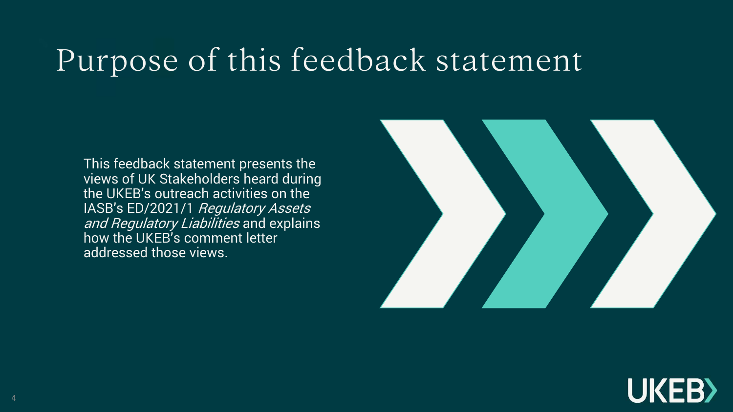# Purpose of this feedback statement

This feedback statement presents the views of UK Stakeholders heard during the UKEB's outreach activities on the IASB's ED/2021/1 *Regulatory Assets and Regulatory Liabilities* and explains how the UKEB's comment letter addressed those views.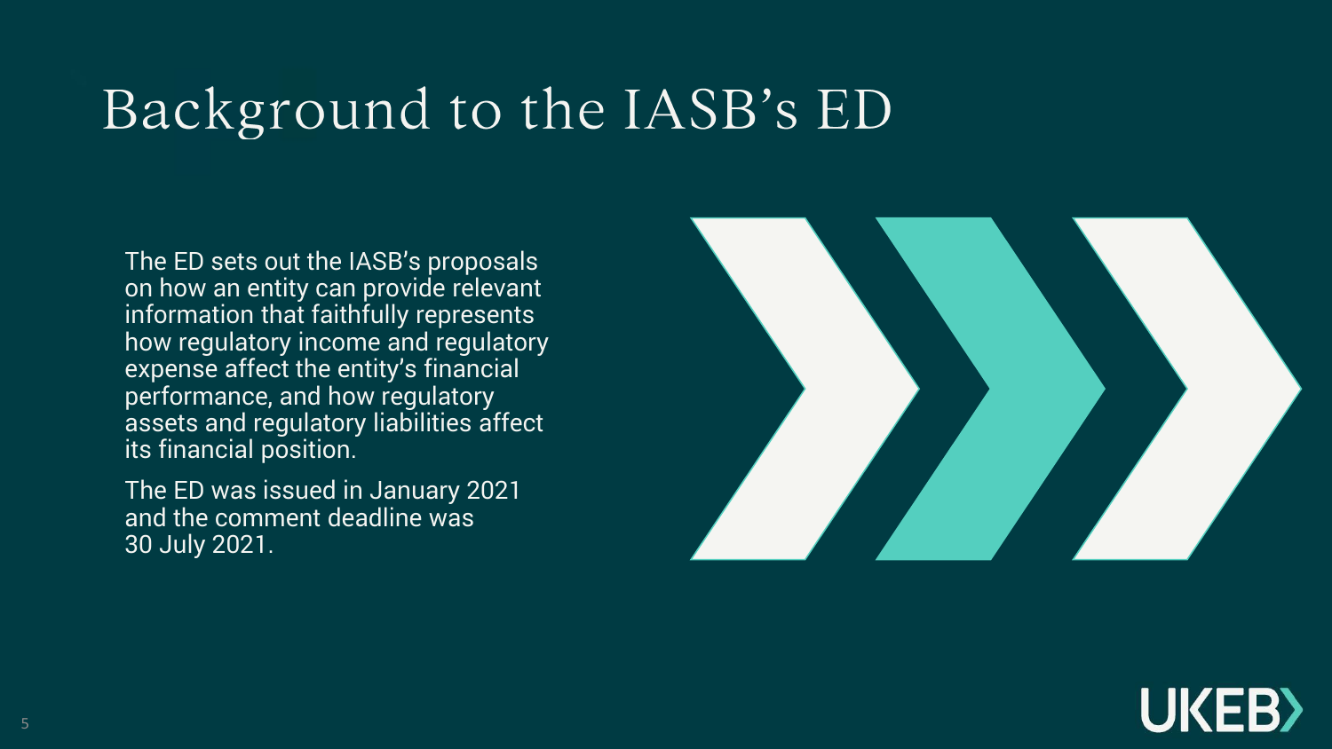# Background to the IASB's ED

The ED sets out the IASB's proposals on how an entity can provide relevant information that faithfully represents how regulatory income and regulatory expense affect the entity's financial performance, and how regulatory assets and regulatory liabilities affect its financial position.

The ED was issued in January 2021 and the comment deadline was 30 July 2021.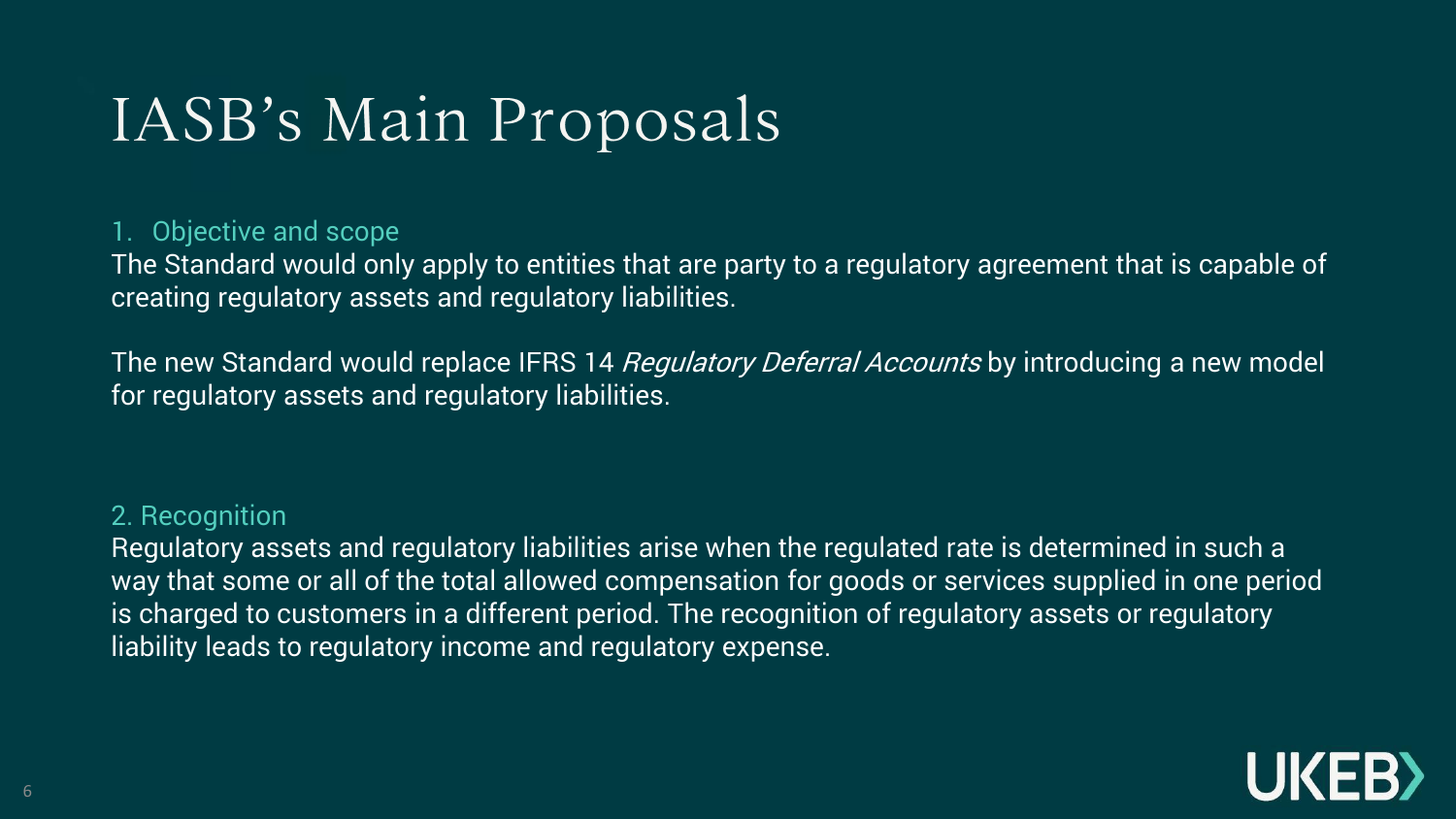# IASB's Main Proposals

1. Objective and scope

The Standard would only apply to entities that are party to a regulatory agreement that is capable of creating regulatory assets and regulatory liabilities.

The new Standard would replace IFRS 14 *Regulatory Deferral Accounts* by introducing a new model for regulatory assets and regulatory liabilities.

2. Recognition

Regulatory assets and regulatory liabilities arise when the regulated rate is determined in such a way that some or all of the total allowed compensation for goods or services supplied in one period is charged to customers in a different period. The recognition of regulatory assets or regulatory liability leads to regulatory income and regulatory expense.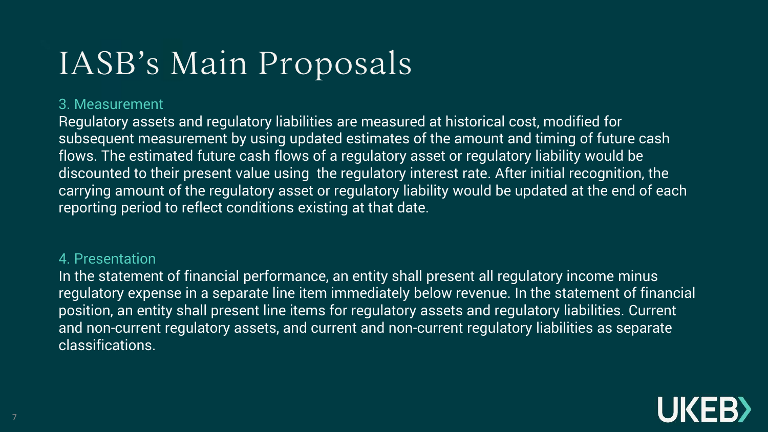# IASB's Main Proposals

### 3. Measurement

Regulatory assets and regulatory liabilities are measured at historical cost, modified for subsequent measurement by using updated estimates of the amount and timing of future cash flows. The estimated future cash flows of a regulatory asset or regulatory liability would be discounted to their present value using the regulatory interest rate. After initial recognition, the carrying amount of the regulatory asset or regulatory liability would be updated at the end of each reporting period to reflect conditions existing at that date.

### 4. Presentation

In the statement of financial performance, an entity shall present all regulatory income minus regulatory expense in a separate line item immediately below revenue. In the statement of financial position, an entity shall present line items for regulatory assets and regulatory liabilities. Current and non-current regulatory assets, and current and non-current regulatory liabilities as separate classifications.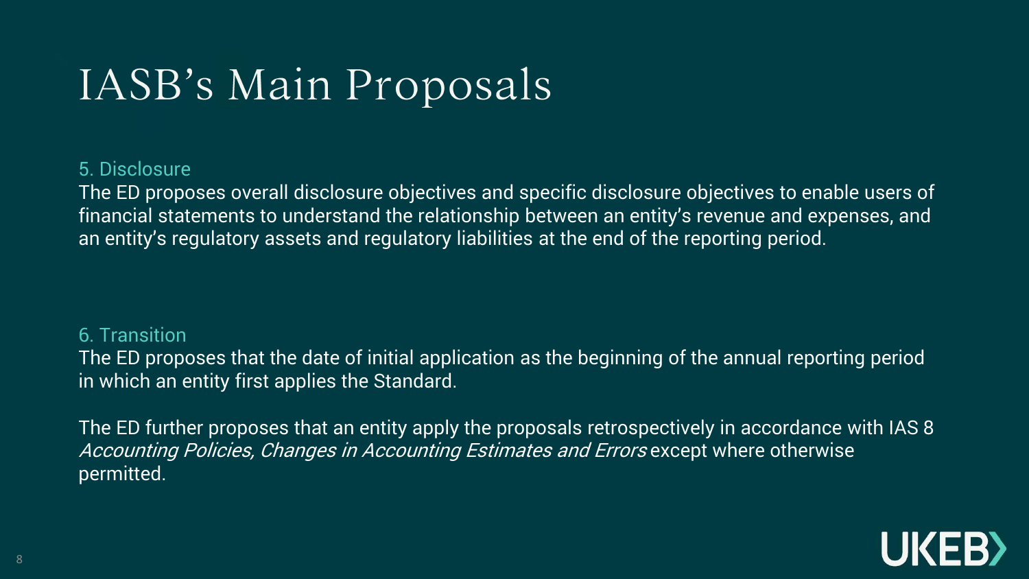# IASB's Main Proposals

### 5. Disclosure

The ED proposes overall disclosure objectives and specific disclosure objectives to enable users of financial statements to understand the relationship between an entity's revenue and expenses, and an entity's regulatory assets and regulatory liabilities at the end of the reporting period.

### 6. Transition

The ED proposes that the date of initial application as the beginning of the annual reporting period in which an entity first applies the Standard.

The ED further proposes that an entity apply the proposals retrospectively in accordance with IAS 8 *Accounting Policies, Changes in Accounting Estimates and Errors* except where otherwise permitted.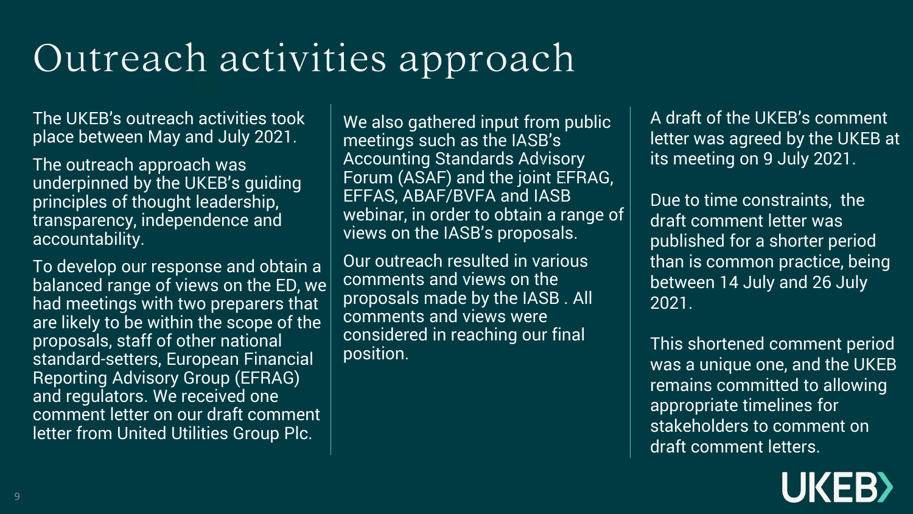# Outreach activities approach

The UKEB's outreach activities took place between May and July 2021.

The outreach approach was underpinned by the UKEB's guiding principles of thought leadership, transparency, independence and accountability.

To develop our response and obtain a balanced range of views on the ED, we had meetings with two preparers that are likely to be within the scope of the proposals, staff of other national standard-setters, European Financial Reporting Advisory Group (EFRAG) and regulators. We received one comment letter on our draft comment letter from United Utilities Group Plc.

We also gathered input from public meetings such as the IASB's Accounting Standards Advisory Forum (ASAF) and the joint EFRAG, EFFAS, ABAF/BVFA and IASB webinar, in order to obtain a range of views on the IASB's proposals.

Our outreach resulted in various comments and views on the proposals made by the IASB . All comments and views were considered in reaching our final position.

A draft of the UKEB's comment letter was agreed by the UKEB at its meeting on 9 July 2021.

Due to time constraints, the draft comment letter was published for a shorter period than is common practice, being between 14 July and 26 July 2021.

This shortened comment period was a unique one, and the UKEB remains committed to allowing appropriate timelines for stakeholders to comment on draft comment letters.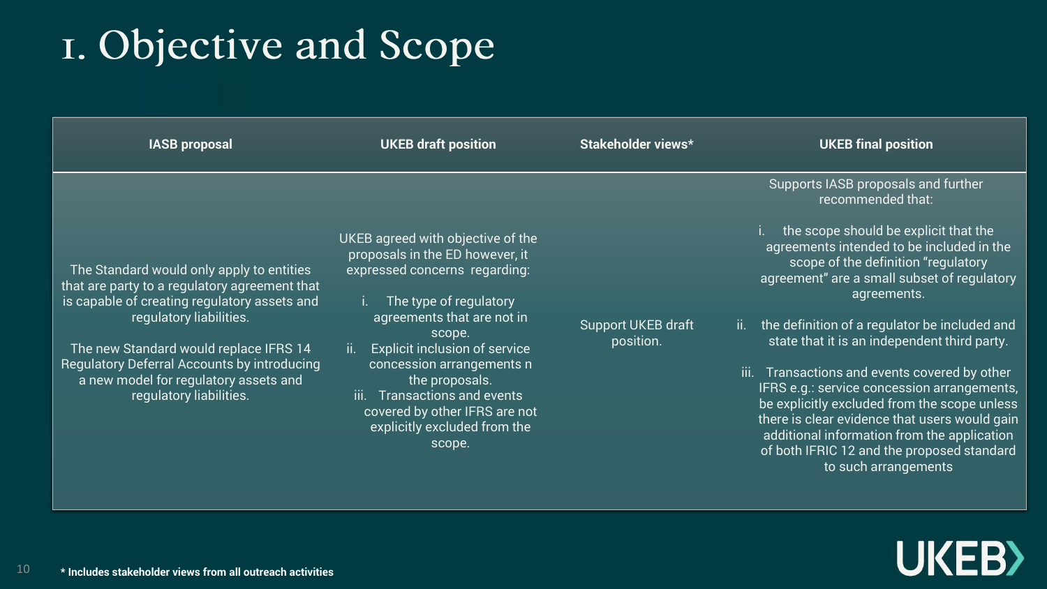# 1. Objective and Scope

| IASB proposal | UKEB draft position | Stakeholder views* | UKEB final position |
|---|---|---|---|
| The Standard would only apply to entities that are party to a regulatory agreement that is capable of creating regulatory assets and regulatory liabilities.<br><br>The new Standard would replace IFRS 14 Regulatory Deferral Accounts by introducing a new model for regulatory assets and regulatory liabilities. | UKEB agreed with objective of the proposals in the ED however, it expressed concerns regarding:<br><br>i. The type of regulatory agreements that are not in scope.<br>ii. Explicit inclusion of service concession arrangements n the proposals.<br>iii. Transactions and events covered by other IFRS are not explicitly excluded from the scope. | Support UKEB draft position. | Supports IASB proposals and further recommended that:<br><br>i. the scope should be explicit that the agreements intended to be included in the scope of the definition "regulatory agreement" are a small subset of regulatory agreements.<br><br>ii. the definition of a regulator be included and state that it is an independent third party.<br><br>iii. Transactions and events covered by other IFRS e.g.: service concession arrangements, be explicitly excluded from the scope unless there is clear evidence that users would gain additional information from the application of both IFRIC 12 and the proposed standard to such arrangements |

**\* Includes stakeholder views from all outreach activities**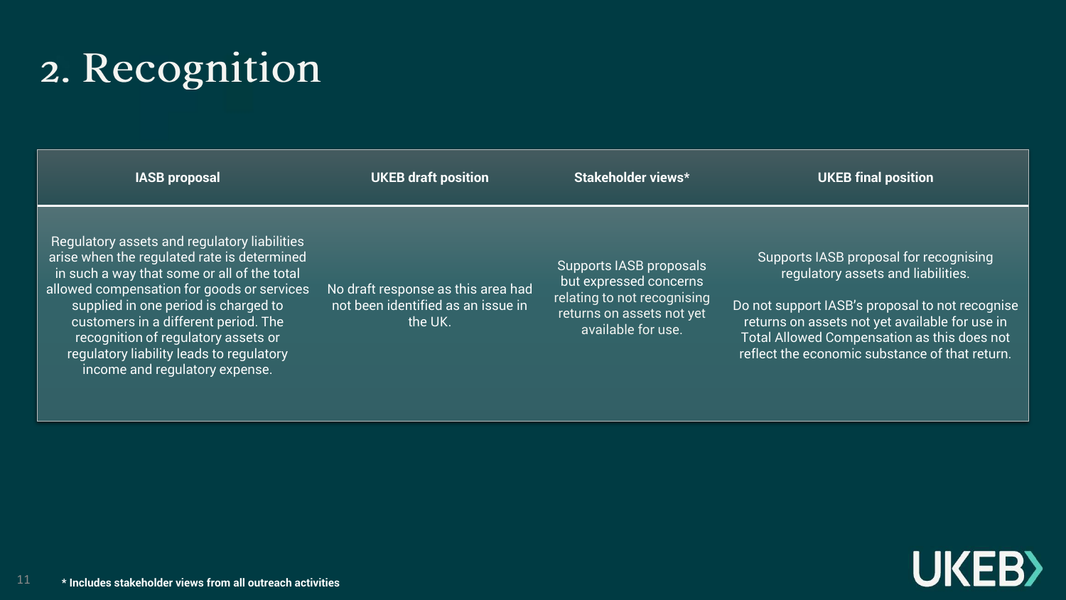# 2. Recognition

| IASB proposal | UKEB draft position | Stakeholder views* | UKEB final position |
|---|---|---|---|
| Regulatory assets and regulatory liabilities arise when the regulated rate is determined in such a way that some or all of the total allowed compensation for goods or services supplied in one period is charged to customers in a different period. The recognition of regulatory assets or regulatory liability leads to regulatory income and regulatory expense. | No draft response as this area had not been identified as an issue in the UK. | Supports IASB proposals but expressed concerns relating to not recognising returns on assets not yet available for use. | Supports IASB proposal for recognising regulatory assets and liabilities.<br><br>Do not support IASB's proposal to not recognise returns on assets not yet available for use in Total Allowed Compensation as this does not reflect the economic substance of that return. |

**\* Includes stakeholder views from all outreach activities**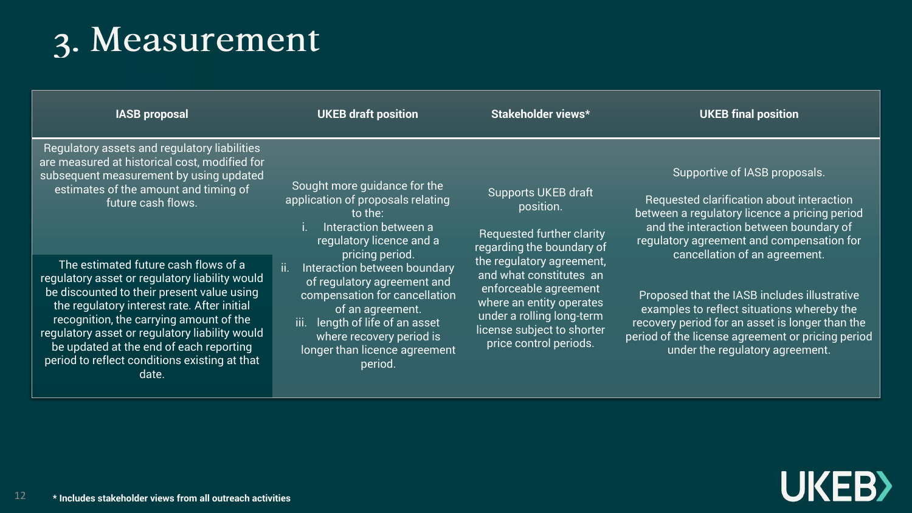# 3. Measurement

| IASB proposal | UKEB draft position | Stakeholder views* | UKEB final position |
|---|---|---|---|
| Regulatory assets and regulatory liabilities are measured at historical cost, modified for subsequent measurement by using updated estimates of the amount and timing of future cash flows.<br><br>The estimated future cash flows of a regulatory asset or regulatory liability would be discounted to their present value using the regulatory interest rate. After initial recognition, the carrying amount of the regulatory asset or regulatory liability would be updated at the end of each reporting period to reflect conditions existing at that date. | Sought more guidance for the application of proposals relating to the:<br>i. Interaction between a regulatory licence and a pricing period.<br>ii. Interaction between boundary of regulatory agreement and compensation for cancellation of an agreement.<br>iii. length of life of an asset where recovery period is longer than licence agreement period. | Supports UKEB draft position.<br><br>Requested further clarity regarding the boundary of the regulatory agreement, and what constitutes an enforceable agreement where an entity operates under a rolling long-term license subject to shorter price control periods. | Supportive of IASB proposals.<br><br>Requested clarification about interaction between a regulatory licence a pricing period and the interaction between boundary of regulatory agreement and compensation for cancellation of an agreement.<br><br>Proposed that the IASB includes illustrative examples to reflect situations whereby the recovery period for an asset is longer than the period of the license agreement or pricing period under the regulatory agreement. |

**\* Includes stakeholder views from all outreach activities**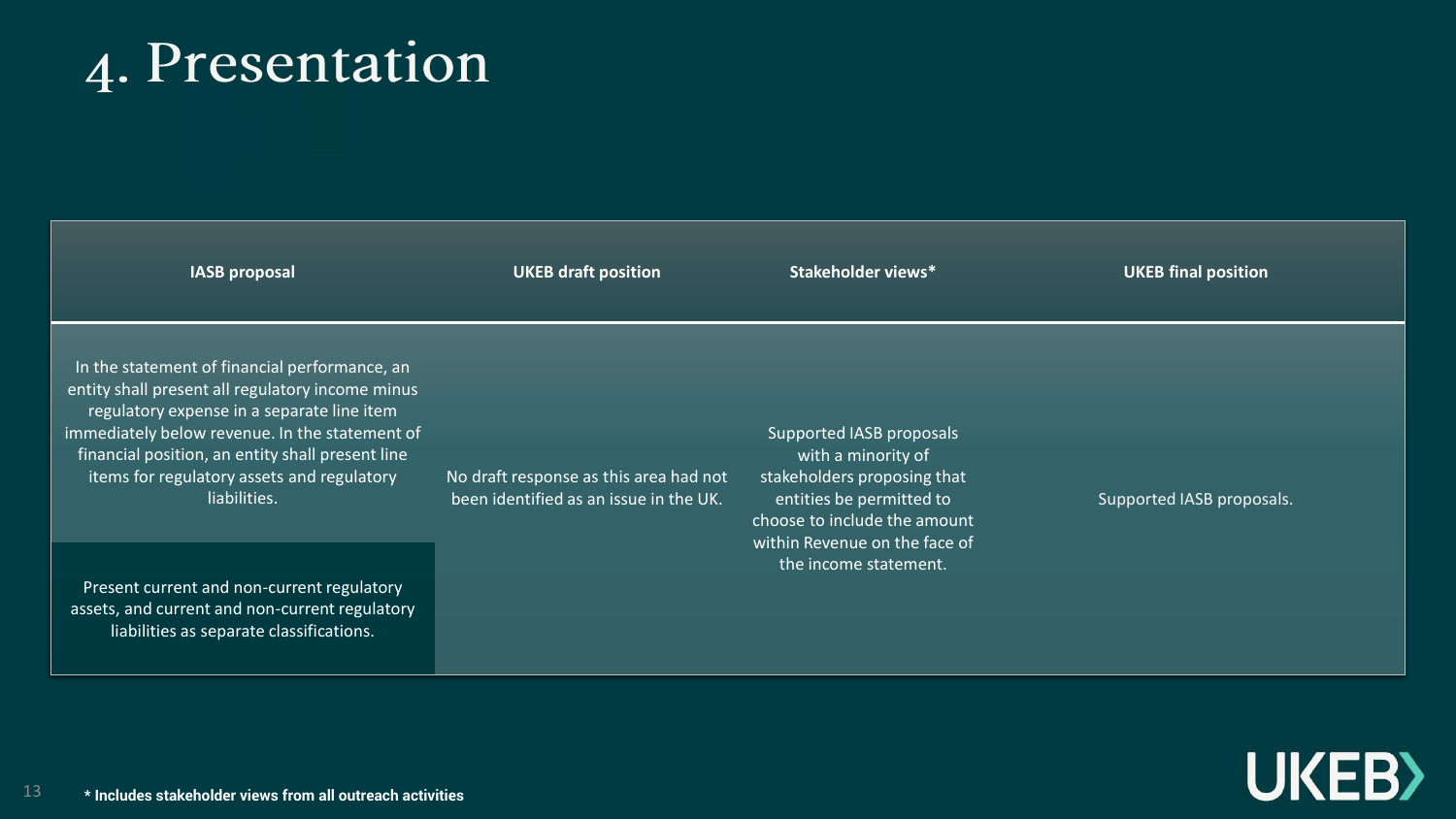# 4. Presentation

| IASB proposal | UKEB draft position | Stakeholder views* | UKEB final position |
| --- | --- | --- | --- |
| In the statement of financial performance, an entity shall present all regulatory income minus regulatory expense in a separate line item immediately below revenue. In the statement of financial position, an entity shall present line items for regulatory assets and regulatory liabilities. | No draft response as this area had not been identified as an issue in the UK. | Supported IASB proposals with a minority of stakeholders proposing that entities be permitted to choose to include the amount within Revenue on the face of the income statement. | Supported IASB proposals. |
| Present current and non-current regulatory assets, and current and non-current regulatory liabilities as separate classifications. | | | |

**\* Includes stakeholder views from all outreach activities**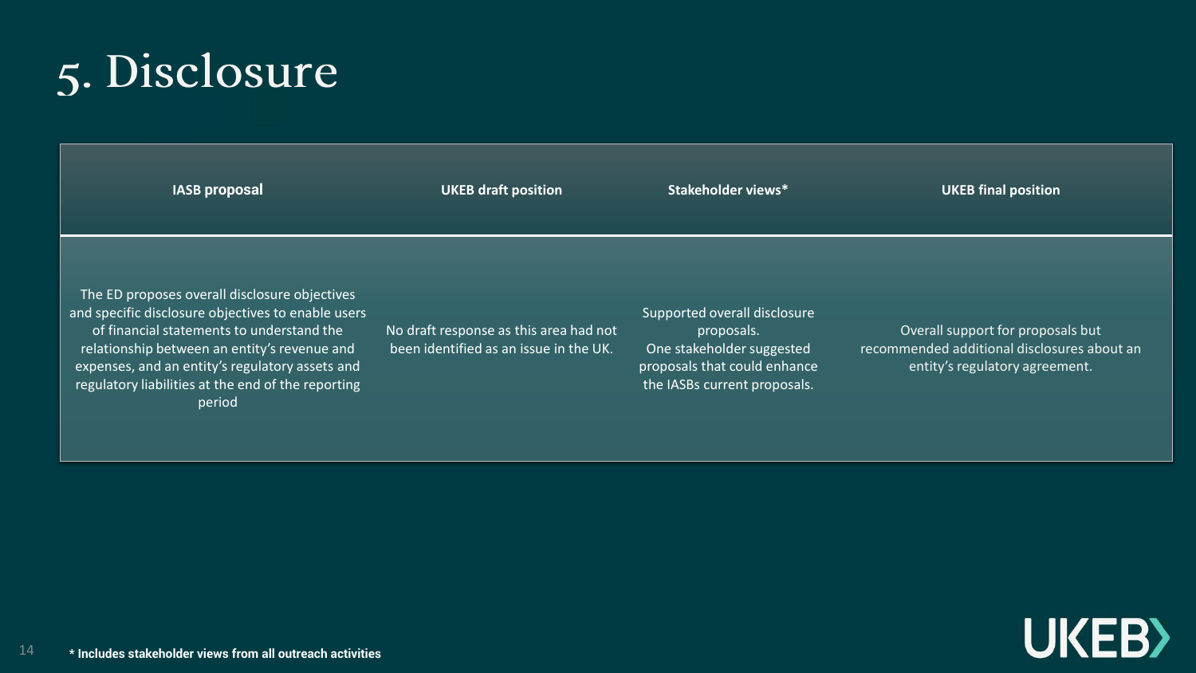# 5. Disclosure

| IASB proposal | UKEB draft position | Stakeholder views* | UKEB final position |
|---|---|---|---|
| The ED proposes overall disclosure objectives and specific disclosure objectives to enable users of financial statements to understand the relationship between an entity's revenue and expenses, and an entity's regulatory assets and regulatory liabilities at the end of the reporting period | No draft response as this area had not been identified as an issue in the UK. | Supported overall disclosure proposals. One stakeholder suggested proposals that could enhance the IASBs current proposals. | Overall support for proposals but recommended additional disclosures about an entity's regulatory agreement. |

**\* Includes stakeholder views from all outreach activities**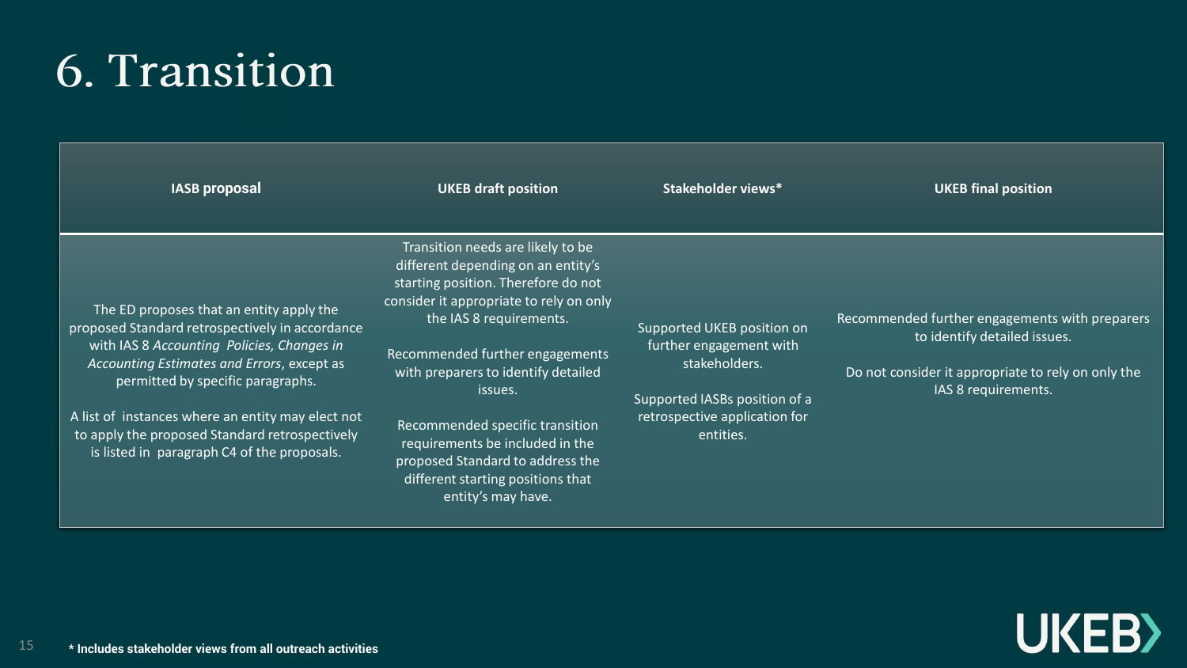# 6. Transition

| IASB proposal | UKEB draft position | Stakeholder views* | UKEB final position |
|---|---|---|---|
| The ED proposes that an entity apply the proposed Standard retrospectively in accordance with IAS 8 *Accounting Policies, Changes in Accounting Estimates and Errors*, except as permitted by specific paragraphs.<br><br>A list of instances where an entity may elect not to apply the proposed Standard retrospectively is listed in paragraph C4 of the proposals. | Transition needs are likely to be different depending on an entity's starting position. Therefore do not consider it appropriate to rely on only the IAS 8 requirements.<br><br>Recommended further engagements with preparers to identify detailed issues.<br><br>Recommended specific transition requirements be included in the proposed Standard to address the different starting positions that entity's may have. | Supported UKEB position on further engagement with stakeholders.<br><br>Supported IASBs position of a retrospective application for entities. | Recommended further engagements with preparers to identify detailed issues.<br><br>Do not consider it appropriate to rely on only the IAS 8 requirements. |

**\* Includes stakeholder views from all outreach activities**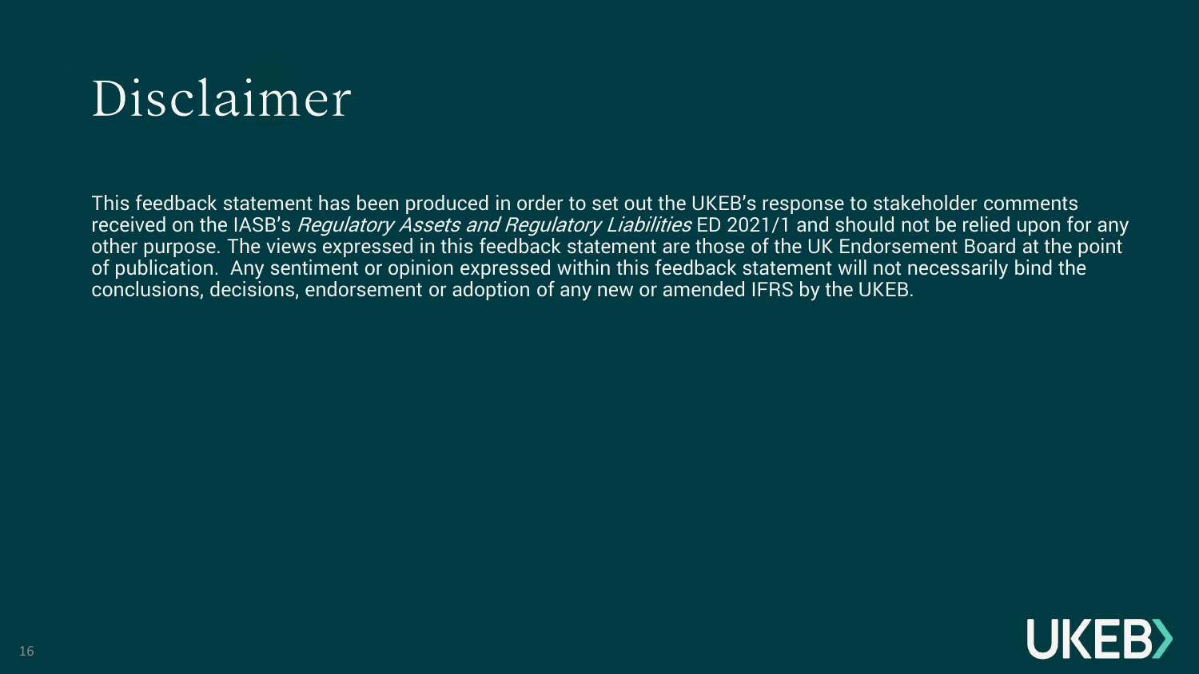# Disclaimer

This feedback statement has been produced in order to set out the UKEB's response to stakeholder comments received on the IASB's *Regulatory Assets and Regulatory Liabilities* ED 2021/1 and should not be relied upon for any other purpose. The views expressed in this feedback statement are those of the UK Endorsement Board at the point of publication. Any sentiment or opinion expressed within this feedback statement will not necessarily bind the conclusions, decisions, endorsement or adoption of any new or amended IFRS by the UKEB.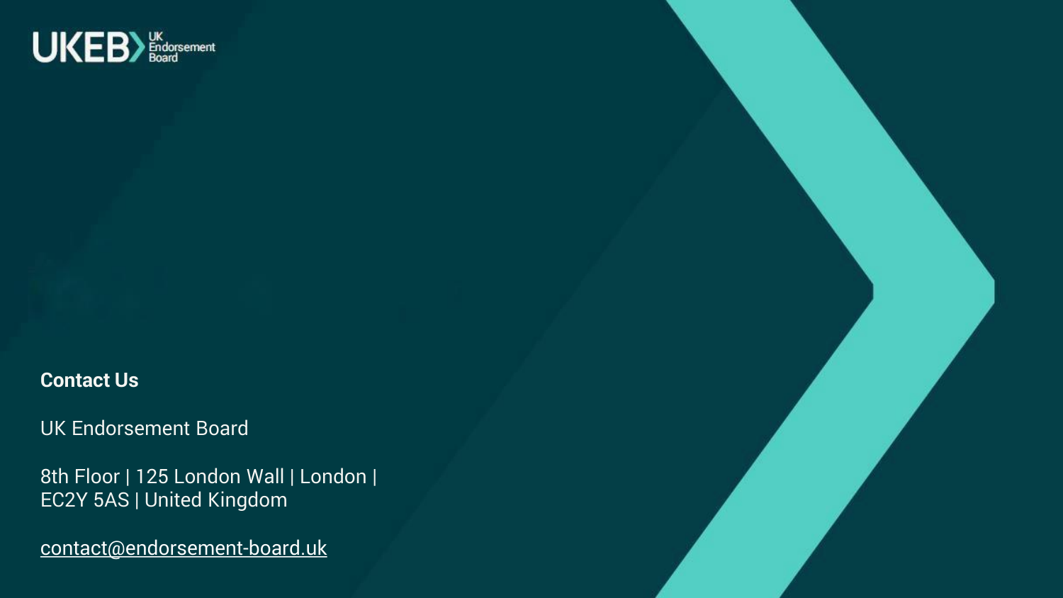UKEB UK Endorsement Board

**Contact Us**

UK Endorsement Board

8th Floor | 125 London Wall | London | EC2Y 5AS | United Kingdom

contact@endorsement-board.uk